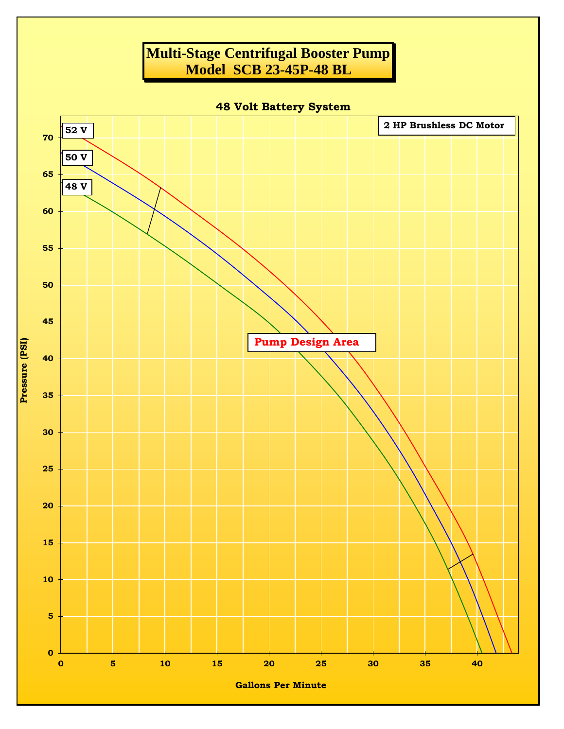# Multi-Stage Centrifugal Booster Pump
# Model SCB 23-45P-48 BL

## 48 Volt Battery System

2 HP Brushless DC Motor

52 V

50 V

48 V

Pump Design Area

Pressure (PSI)

Gallons Per Minute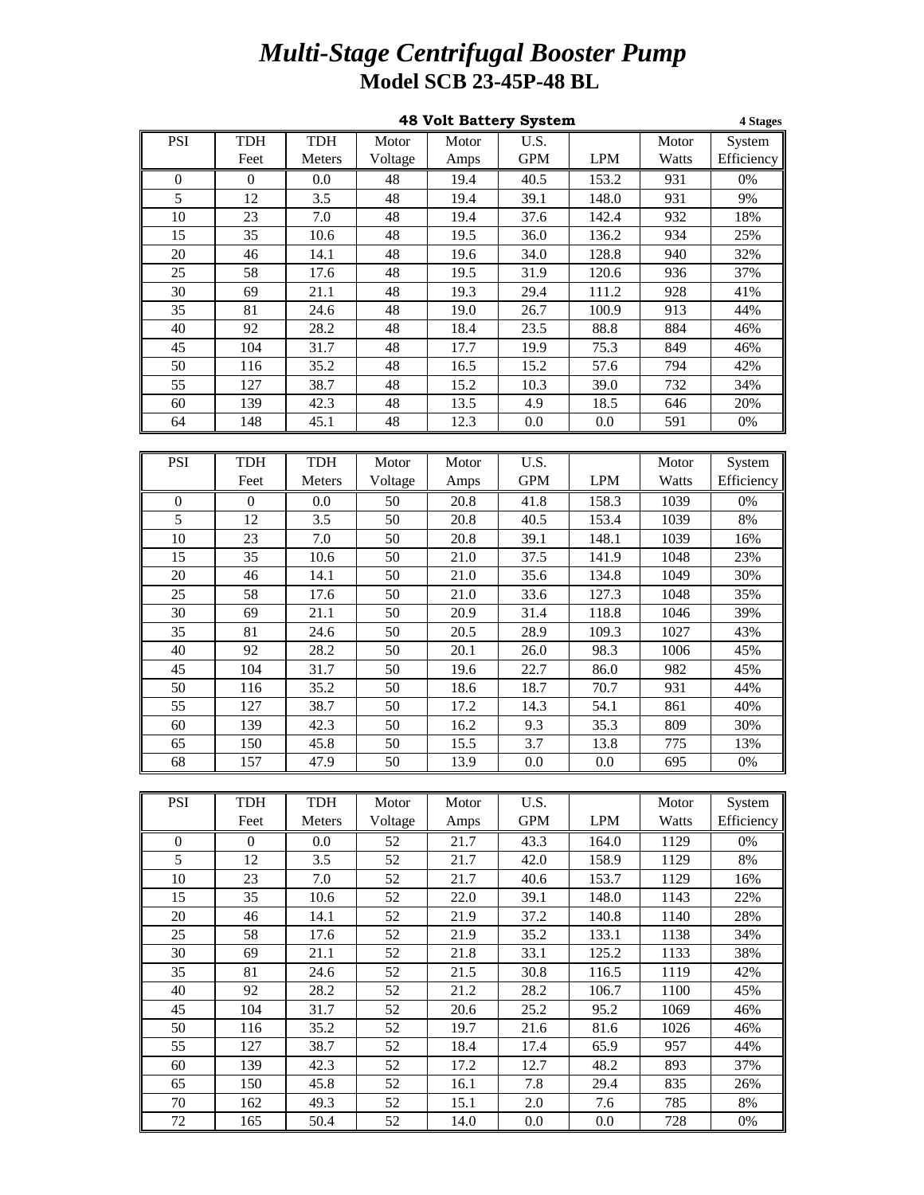# *Multi-Stage Centrifugal Booster Pump*

## Model SCB 23-45P-48 BL

**48 Volt Battery System** **4 Stages**

| PSI | TDH Feet | TDH Meters | Motor Voltage | Motor Amps | U.S. GPM | LPM | Motor Watts | System Efficiency |
|---|---|---|---|---|---|---|---|---|
| 0 | 0 | 0.0 | 48 | 19.4 | 40.5 | 153.2 | 931 | 0% |
| 5 | 12 | 3.5 | 48 | 19.4 | 39.1 | 148.0 | 931 | 9% |
| 10 | 23 | 7.0 | 48 | 19.4 | 37.6 | 142.4 | 932 | 18% |
| 15 | 35 | 10.6 | 48 | 19.5 | 36.0 | 136.2 | 934 | 25% |
| 20 | 46 | 14.1 | 48 | 19.6 | 34.0 | 128.8 | 940 | 32% |
| 25 | 58 | 17.6 | 48 | 19.5 | 31.9 | 120.6 | 936 | 37% |
| 30 | 69 | 21.1 | 48 | 19.3 | 29.4 | 111.2 | 928 | 41% |
| 35 | 81 | 24.6 | 48 | 19.0 | 26.7 | 100.9 | 913 | 44% |
| 40 | 92 | 28.2 | 48 | 18.4 | 23.5 | 88.8 | 884 | 46% |
| 45 | 104 | 31.7 | 48 | 17.7 | 19.9 | 75.3 | 849 | 46% |
| 50 | 116 | 35.2 | 48 | 16.5 | 15.2 | 57.6 | 794 | 42% |
| 55 | 127 | 38.7 | 48 | 15.2 | 10.3 | 39.0 | 732 | 34% |
| 60 | 139 | 42.3 | 48 | 13.5 | 4.9 | 18.5 | 646 | 20% |
| 64 | 148 | 45.1 | 48 | 12.3 | 0.0 | 0.0 | 591 | 0% |

| PSI | TDH Feet | TDH Meters | Motor Voltage | Motor Amps | U.S. GPM | LPM | Motor Watts | System Efficiency |
|---|---|---|---|---|---|---|---|---|
| 0 | 0 | 0.0 | 50 | 20.8 | 41.8 | 158.3 | 1039 | 0% |
| 5 | 12 | 3.5 | 50 | 20.8 | 40.5 | 153.4 | 1039 | 8% |
| 10 | 23 | 7.0 | 50 | 20.8 | 39.1 | 148.1 | 1039 | 16% |
| 15 | 35 | 10.6 | 50 | 21.0 | 37.5 | 141.9 | 1048 | 23% |
| 20 | 46 | 14.1 | 50 | 21.0 | 35.6 | 134.8 | 1049 | 30% |
| 25 | 58 | 17.6 | 50 | 21.0 | 33.6 | 127.3 | 1048 | 35% |
| 30 | 69 | 21.1 | 50 | 20.9 | 31.4 | 118.8 | 1046 | 39% |
| 35 | 81 | 24.6 | 50 | 20.5 | 28.9 | 109.3 | 1027 | 43% |
| 40 | 92 | 28.2 | 50 | 20.1 | 26.0 | 98.3 | 1006 | 45% |
| 45 | 104 | 31.7 | 50 | 19.6 | 22.7 | 86.0 | 982 | 45% |
| 50 | 116 | 35.2 | 50 | 18.6 | 18.7 | 70.7 | 931 | 44% |
| 55 | 127 | 38.7 | 50 | 17.2 | 14.3 | 54.1 | 861 | 40% |
| 60 | 139 | 42.3 | 50 | 16.2 | 9.3 | 35.3 | 809 | 30% |
| 65 | 150 | 45.8 | 50 | 15.5 | 3.7 | 13.8 | 775 | 13% |
| 68 | 157 | 47.9 | 50 | 13.9 | 0.0 | 0.0 | 695 | 0% |

| PSI | TDH Feet | TDH Meters | Motor Voltage | Motor Amps | U.S. GPM | LPM | Motor Watts | System Efficiency |
|---|---|---|---|---|---|---|---|---|
| 0 | 0 | 0.0 | 52 | 21.7 | 43.3 | 164.0 | 1129 | 0% |
| 5 | 12 | 3.5 | 52 | 21.7 | 42.0 | 158.9 | 1129 | 8% |
| 10 | 23 | 7.0 | 52 | 21.7 | 40.6 | 153.7 | 1129 | 16% |
| 15 | 35 | 10.6 | 52 | 22.0 | 39.1 | 148.0 | 1143 | 22% |
| 20 | 46 | 14.1 | 52 | 21.9 | 37.2 | 140.8 | 1140 | 28% |
| 25 | 58 | 17.6 | 52 | 21.9 | 35.2 | 133.1 | 1138 | 34% |
| 30 | 69 | 21.1 | 52 | 21.8 | 33.1 | 125.2 | 1133 | 38% |
| 35 | 81 | 24.6 | 52 | 21.5 | 30.8 | 116.5 | 1119 | 42% |
| 40 | 92 | 28.2 | 52 | 21.2 | 28.2 | 106.7 | 1100 | 45% |
| 45 | 104 | 31.7 | 52 | 20.6 | 25.2 | 95.2 | 1069 | 46% |
| 50 | 116 | 35.2 | 52 | 19.7 | 21.6 | 81.6 | 1026 | 46% |
| 55 | 127 | 38.7 | 52 | 18.4 | 17.4 | 65.9 | 957 | 44% |
| 60 | 139 | 42.3 | 52 | 17.2 | 12.7 | 48.2 | 893 | 37% |
| 65 | 150 | 45.8 | 52 | 16.1 | 7.8 | 29.4 | 835 | 26% |
| 70 | 162 | 49.3 | 52 | 15.1 | 2.0 | 7.6 | 785 | 8% |
| 72 | 165 | 50.4 | 52 | 14.0 | 0.0 | 0.0 | 728 | 0% |